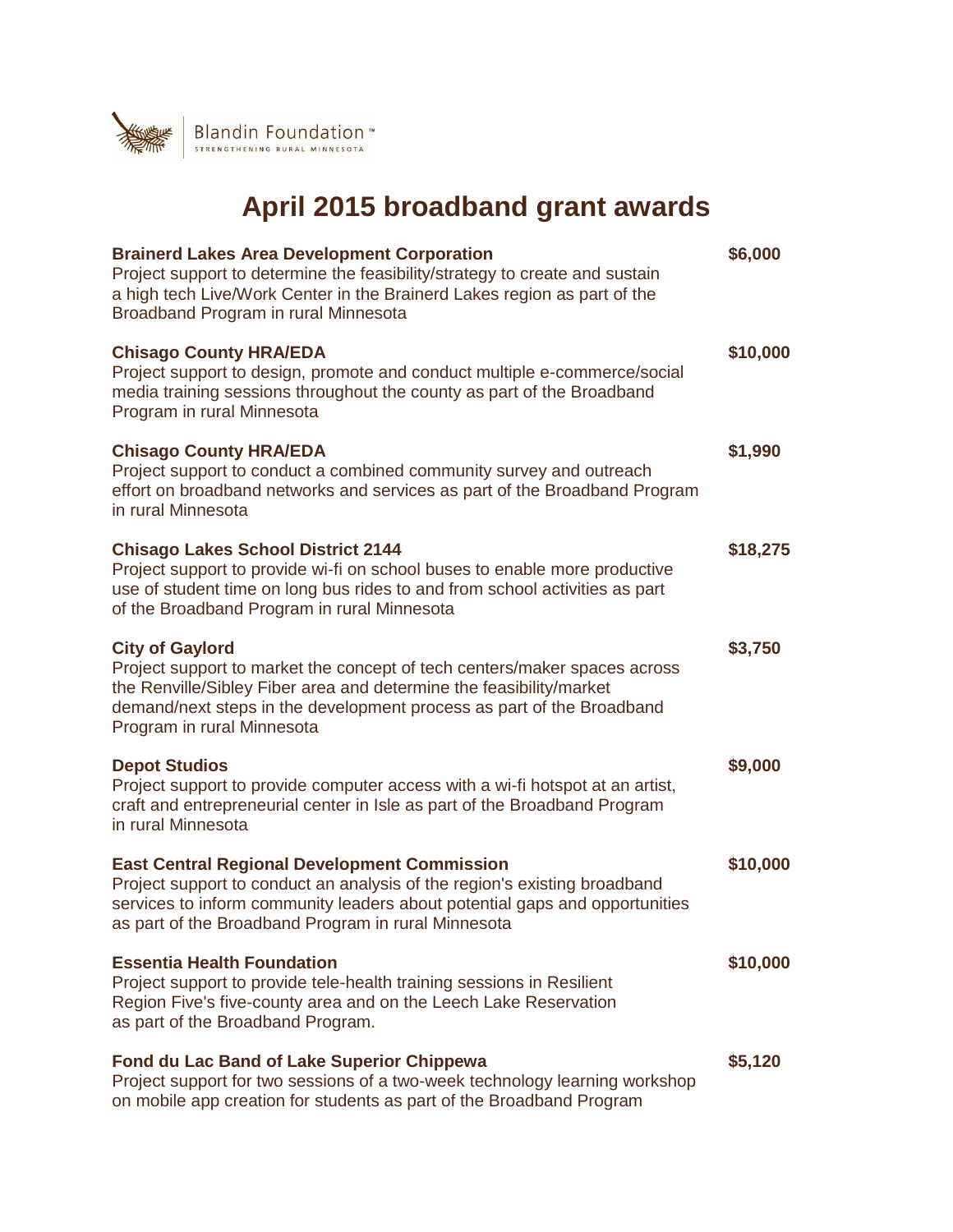Blandin Foundation™
STRENGTHENING RURAL MINNESOTA

# April 2015 broadband grant awards

**Brainerd Lakes Area Development Corporation** — **$6,000**
Project support to determine the feasibility/strategy to create and sustain a high tech Live/Work Center in the Brainerd Lakes region as part of the Broadband Program in rural Minnesota

**Chisago County HRA/EDA** — **$10,000**
Project support to design, promote and conduct multiple e-commerce/social media training sessions throughout the county as part of the Broadband Program in rural Minnesota

**Chisago County HRA/EDA** — **$1,990**
Project support to conduct a combined community survey and outreach effort on broadband networks and services as part of the Broadband Program in rural Minnesota

**Chisago Lakes School District 2144** — **$18,275**
Project support to provide wi-fi on school buses to enable more productive use of student time on long bus rides to and from school activities as part of the Broadband Program in rural Minnesota

**City of Gaylord** — **$3,750**
Project support to market the concept of tech centers/maker spaces across the Renville/Sibley Fiber area and determine the feasibility/market demand/next steps in the development process as part of the Broadband Program in rural Minnesota

**Depot Studios** — **$9,000**
Project support to provide computer access with a wi-fi hotspot at an artist, craft and entrepreneurial center in Isle as part of the Broadband Program in rural Minnesota

**East Central Regional Development Commission** — **$10,000**
Project support to conduct an analysis of the region's existing broadband services to inform community leaders about potential gaps and opportunities as part of the Broadband Program in rural Minnesota

**Essentia Health Foundation** — **$10,000**
Project support to provide tele-health training sessions in Resilient Region Five's five-county area and on the Leech Lake Reservation as part of the Broadband Program.

**Fond du Lac Band of Lake Superior Chippewa** — **$5,120**
Project support for two sessions of a two-week technology learning workshop on mobile app creation for students as part of the Broadband Program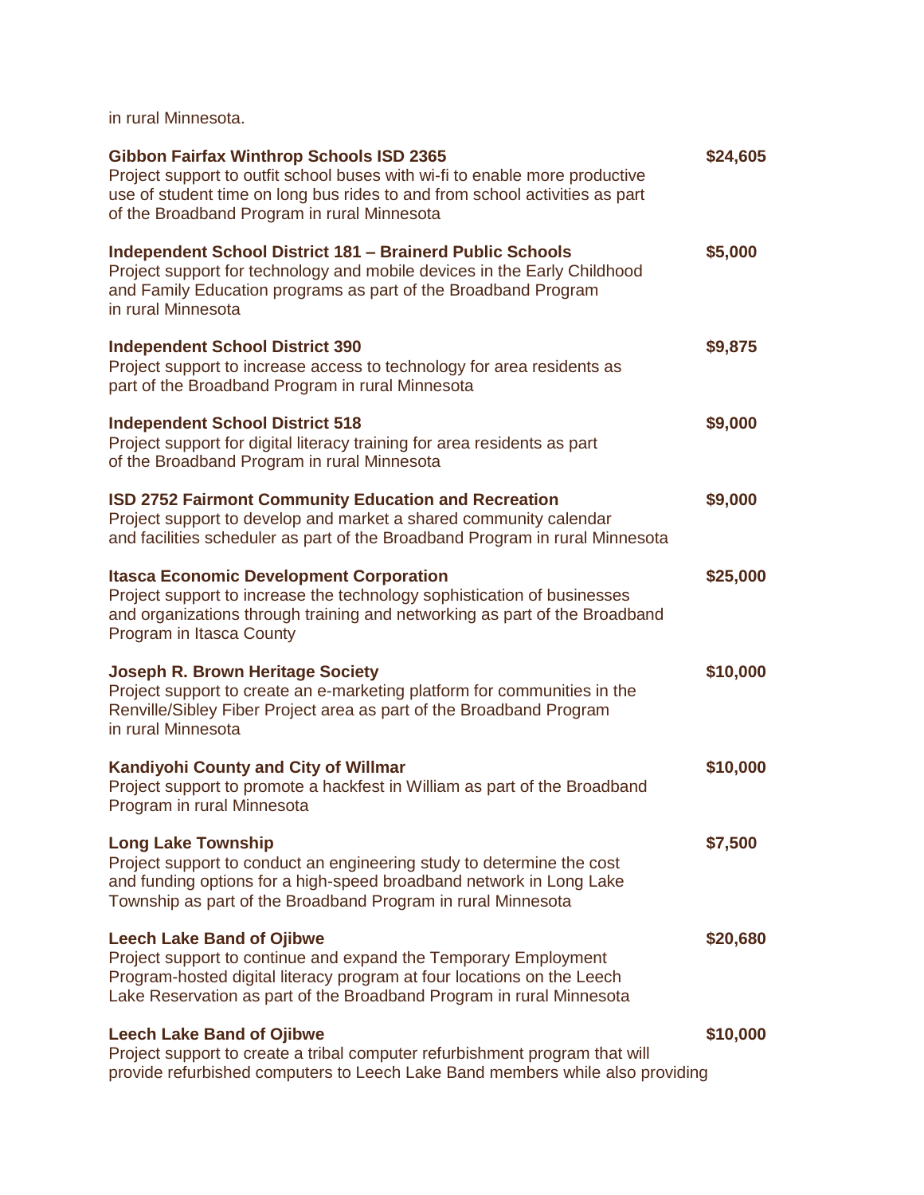in rural Minnesota.

**Gibbon Fairfax Winthrop Schools ISD 2365** **$24,605**
Project support to outfit school buses with wi-fi to enable more productive use of student time on long bus rides to and from school activities as part of the Broadband Program in rural Minnesota

**Independent School District 181 – Brainerd Public Schools** **$5,000**
Project support for technology and mobile devices in the Early Childhood and Family Education programs as part of the Broadband Program in rural Minnesota

**Independent School District 390** **$9,875**
Project support to increase access to technology for area residents as part of the Broadband Program in rural Minnesota

**Independent School District 518** **$9,000**
Project support for digital literacy training for area residents as part of the Broadband Program in rural Minnesota

**ISD 2752 Fairmont Community Education and Recreation** **$9,000**
Project support to develop and market a shared community calendar and facilities scheduler as part of the Broadband Program in rural Minnesota

**Itasca Economic Development Corporation** **$25,000**
Project support to increase the technology sophistication of businesses and organizations through training and networking as part of the Broadband Program in Itasca County

**Joseph R. Brown Heritage Society** **$10,000**
Project support to create an e-marketing platform for communities in the Renville/Sibley Fiber Project area as part of the Broadband Program in rural Minnesota

**Kandiyohi County and City of Willmar** **$10,000**
Project support to promote a hackfest in William as part of the Broadband Program in rural Minnesota

**Long Lake Township** **$7,500**
Project support to conduct an engineering study to determine the cost and funding options for a high-speed broadband network in Long Lake Township as part of the Broadband Program in rural Minnesota

**Leech Lake Band of Ojibwe** **$20,680**
Project support to continue and expand the Temporary Employment Program-hosted digital literacy program at four locations on the Leech Lake Reservation as part of the Broadband Program in rural Minnesota

**Leech Lake Band of Ojibwe** **$10,000**
Project support to create a tribal computer refurbishment program that will provide refurbished computers to Leech Lake Band members while also providing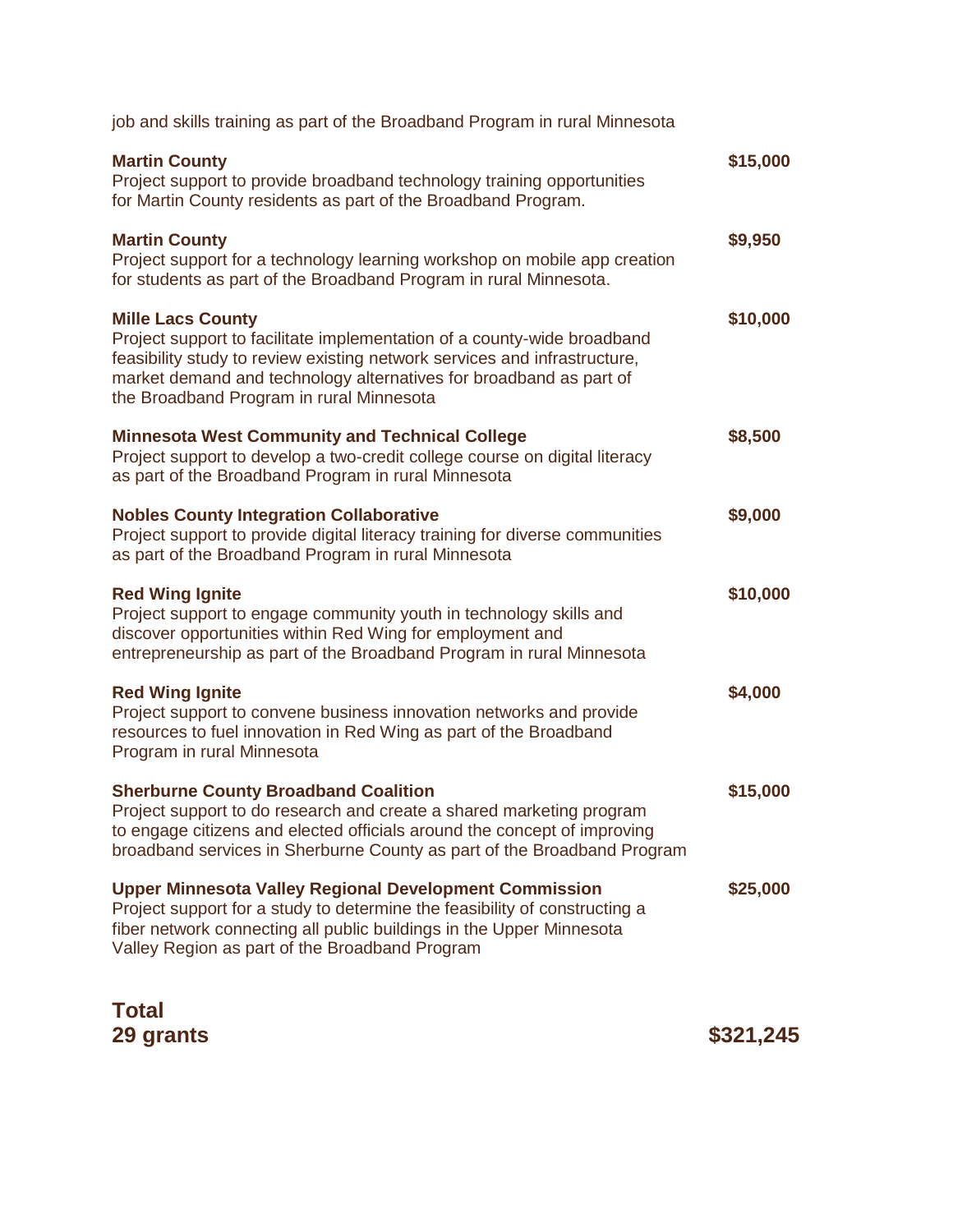job and skills training as part of the Broadband Program in rural Minnesota

**Martin County** **$15,000**
Project support to provide broadband technology training opportunities for Martin County residents as part of the Broadband Program.

**Martin County** **$9,950**
Project support for a technology learning workshop on mobile app creation for students as part of the Broadband Program in rural Minnesota.

**Mille Lacs County** **$10,000**
Project support to facilitate implementation of a county-wide broadband feasibility study to review existing network services and infrastructure, market demand and technology alternatives for broadband as part of the Broadband Program in rural Minnesota

**Minnesota West Community and Technical College** **$8,500**
Project support to develop a two-credit college course on digital literacy as part of the Broadband Program in rural Minnesota

**Nobles County Integration Collaborative** **$9,000**
Project support to provide digital literacy training for diverse communities as part of the Broadband Program in rural Minnesota

**Red Wing Ignite** **$10,000**
Project support to engage community youth in technology skills and discover opportunities within Red Wing for employment and entrepreneurship as part of the Broadband Program in rural Minnesota

**Red Wing Ignite** **$4,000**
Project support to convene business innovation networks and provide resources to fuel innovation in Red Wing as part of the Broadband Program in rural Minnesota

**Sherburne County Broadband Coalition** **$15,000**
Project support to do research and create a shared marketing program to engage citizens and elected officials around the concept of improving broadband services in Sherburne County as part of the Broadband Program

**Upper Minnesota Valley Regional Development Commission** **$25,000**
Project support for a study to determine the feasibility of constructing a fiber network connecting all public buildings in the Upper Minnesota Valley Region as part of the Broadband Program

## Total
## 29 grants **$321,245**